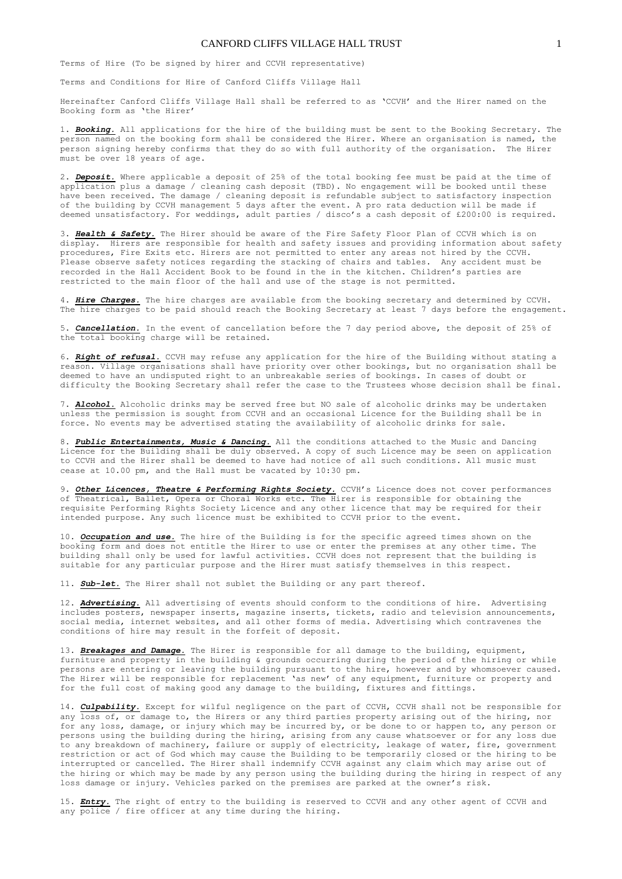Terms of Hire (To be signed by hirer and CCVH representative)

Terms and Conditions for Hire of Canford Cliffs Village Hall

Hereinafter Canford Cliffs Village Hall shall be referred to as 'CCVH' and the Hirer named on the Booking form as 'the Hirer'

1. ***Booking.*** All applications for the hire of the building must be sent to the Booking Secretary. The person named on the booking form shall be considered the Hirer. Where an organisation is named, the person signing hereby confirms that they do so with full authority of the organisation. The Hirer must be over 18 years of age.

2. ***Deposit.*** Where applicable a deposit of 25% of the total booking fee must be paid at the time of application plus a damage / cleaning cash deposit (TBD). No engagement will be booked until these have been received. The damage / cleaning deposit is refundable subject to satisfactory inspection of the building by CCVH management 5 days after the event. A pro rata deduction will be made if deemed unsatisfactory. For weddings, adult parties / disco's a cash deposit of £200:00 is required.

3. ***Health & Safety.*** The Hirer should be aware of the Fire Safety Floor Plan of CCVH which is on display. Hirers are responsible for health and safety issues and providing information about safety procedures, Fire Exits etc. Hirers are not permitted to enter any areas not hired by the CCVH. Please observe safety notices regarding the stacking of chairs and tables. Any accident must be recorded in the Hall Accident Book to be found in the in the kitchen. Children's parties are restricted to the main floor of the hall and use of the stage is not permitted.

4. ***Hire Charges.*** The hire charges are available from the booking secretary and determined by CCVH. The hire charges to be paid should reach the Booking Secretary at least 7 days before the engagement.

5. ***Cancellation.*** In the event of cancellation before the 7 day period above, the deposit of 25% of the total booking charge will be retained.

6. ***Right of refusal.*** CCVH may refuse any application for the hire of the Building without stating a reason. Village organisations shall have priority over other bookings, but no organisation shall be deemed to have an undisputed right to an unbreakable series of bookings. In cases of doubt or difficulty the Booking Secretary shall refer the case to the Trustees whose decision shall be final.

7. ***Alcohol.*** Alcoholic drinks may be served free but NO sale of alcoholic drinks may be undertaken unless the permission is sought from CCVH and an occasional Licence for the Building shall be in force. No events may be advertised stating the availability of alcoholic drinks for sale.

8. ***Public Entertainments, Music & Dancing.*** All the conditions attached to the Music and Dancing Licence for the Building shall be duly observed. A copy of such Licence may be seen on application to CCVH and the Hirer shall be deemed to have had notice of all such conditions. All music must cease at 10.00 pm, and the Hall must be vacated by 10:30 pm.

9. ***Other Licences, Theatre & Performing Rights Society.*** CCVH's Licence does not cover performances of Theatrical, Ballet, Opera or Choral Works etc. The Hirer is responsible for obtaining the requisite Performing Rights Society Licence and any other licence that may be required for their intended purpose. Any such licence must be exhibited to CCVH prior to the event.

10. ***Occupation and use.*** The hire of the Building is for the specific agreed times shown on the booking form and does not entitle the Hirer to use or enter the premises at any other time. The building shall only be used for lawful activities. CCVH does not represent that the building is suitable for any particular purpose and the Hirer must satisfy themselves in this respect.

11. ***Sub-let.*** The Hirer shall not sublet the Building or any part thereof.

12. ***Advertising.*** All advertising of events should conform to the conditions of hire. Advertising includes posters, newspaper inserts, magazine inserts, tickets, radio and television announcements, social media, internet websites, and all other forms of media. Advertising which contravenes the conditions of hire may result in the forfeit of deposit.

13. ***Breakages and Damage.*** The Hirer is responsible for all damage to the building, equipment, furniture and property in the building & grounds occurring during the period of the hiring or while persons are entering or leaving the building pursuant to the hire, however and by whomsoever caused. The Hirer will be responsible for replacement 'as new' of any equipment, furniture or property and for the full cost of making good any damage to the building, fixtures and fittings.

14. ***Culpability.*** Except for wilful negligence on the part of CCVH, CCVH shall not be responsible for any loss of, or damage to, the Hirers or any third parties property arising out of the hiring, nor for any loss, damage, or injury which may be incurred by, or be done to or happen to, any person or persons using the building during the hiring, arising from any cause whatsoever or for any loss due to any breakdown of machinery, failure or supply of electricity, leakage of water, fire, government restriction or act of God which may cause the Building to be temporarily closed or the hiring to be interrupted or cancelled. The Hirer shall indemnify CCVH against any claim which may arise out of the hiring or which may be made by any person using the building during the hiring in respect of any loss damage or injury. Vehicles parked on the premises are parked at the owner's risk.

15. ***Entry.*** The right of entry to the building is reserved to CCVH and any other agent of CCVH and any police / fire officer at any time during the hiring.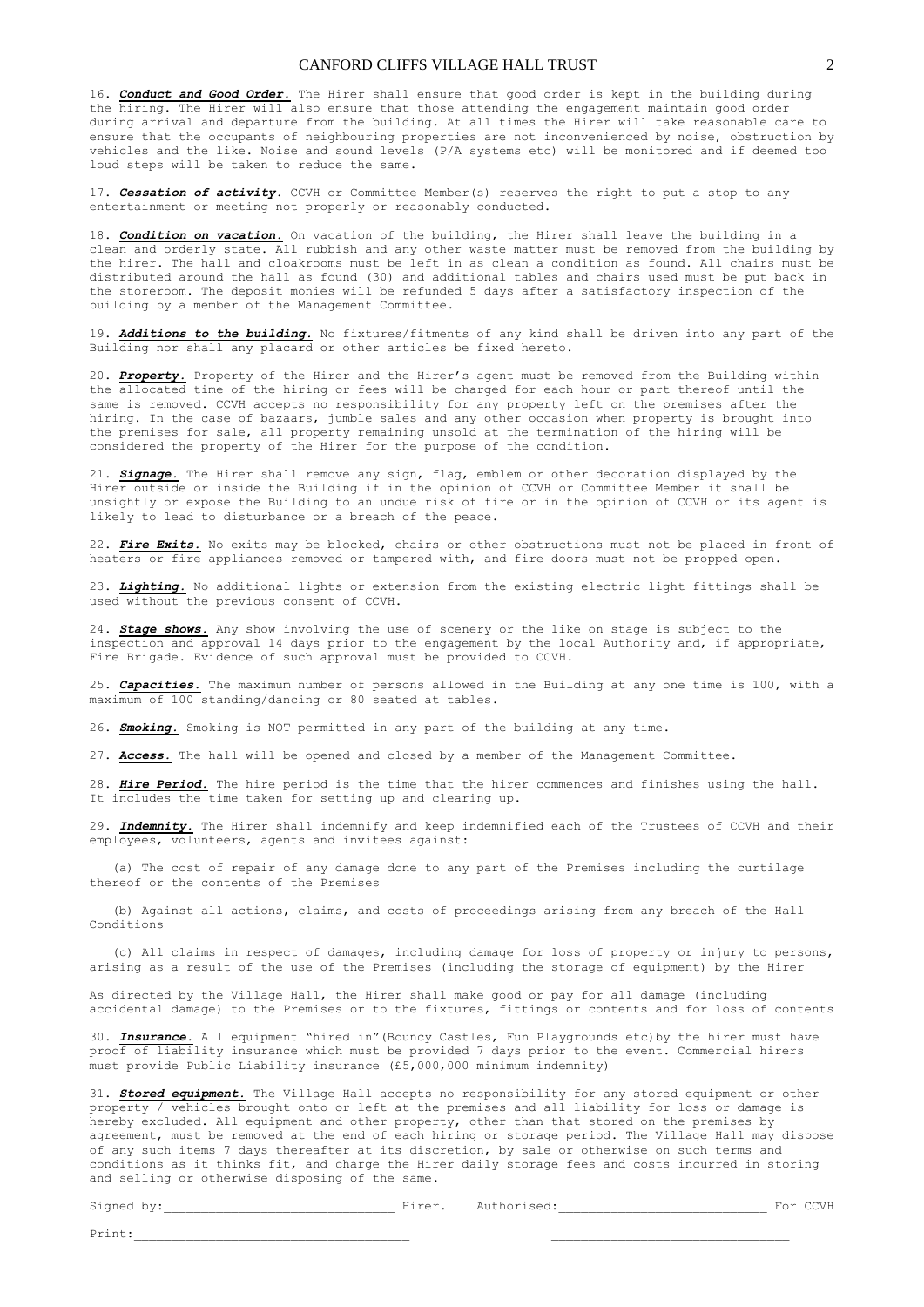16. ***Conduct and Good Order.*** The Hirer shall ensure that good order is kept in the building during the hiring. The Hirer will also ensure that those attending the engagement maintain good order during arrival and departure from the building. At all times the Hirer will take reasonable care to ensure that the occupants of neighbouring properties are not inconvenienced by noise, obstruction by vehicles and the like. Noise and sound levels (P/A systems etc) will be monitored and if deemed too loud steps will be taken to reduce the same.

17. ***Cessation of activity.*** CCVH or Committee Member(s) reserves the right to put a stop to any entertainment or meeting not properly or reasonably conducted.

18. ***Condition on vacation.*** On vacation of the building, the Hirer shall leave the building in a clean and orderly state. All rubbish and any other waste matter must be removed from the building by the hirer. The hall and cloakrooms must be left in as clean a condition as found. All chairs must be distributed around the hall as found (30) and additional tables and chairs used must be put back in the storeroom. The deposit monies will be refunded 5 days after a satisfactory inspection of the building by a member of the Management Committee.

19. ***Additions to the building.*** No fixtures/fitments of any kind shall be driven into any part of the Building nor shall any placard or other articles be fixed hereto.

20. ***Property.*** Property of the Hirer and the Hirer's agent must be removed from the Building within the allocated time of the hiring or fees will be charged for each hour or part thereof until the same is removed. CCVH accepts no responsibility for any property left on the premises after the hiring. In the case of bazaars, jumble sales and any other occasion when property is brought into the premises for sale, all property remaining unsold at the termination of the hiring will be considered the property of the Hirer for the purpose of the condition.

21. ***Signage.*** The Hirer shall remove any sign, flag, emblem or other decoration displayed by the Hirer outside or inside the Building if in the opinion of CCVH or Committee Member it shall be unsightly or expose the Building to an undue risk of fire or in the opinion of CCVH or its agent is likely to lead to disturbance or a breach of the peace.

22. ***Fire Exits.*** No exits may be blocked, chairs or other obstructions must not be placed in front of heaters or fire appliances removed or tampered with, and fire doors must not be propped open.

23. ***Lighting.*** No additional lights or extension from the existing electric light fittings shall be used without the previous consent of CCVH.

24. ***Stage shows.*** Any show involving the use of scenery or the like on stage is subject to the inspection and approval 14 days prior to the engagement by the local Authority and, if appropriate, Fire Brigade. Evidence of such approval must be provided to CCVH.

25. ***Capacities.*** The maximum number of persons allowed in the Building at any one time is 100, with a maximum of 100 standing/dancing or 80 seated at tables.

26. ***Smoking.*** Smoking is NOT permitted in any part of the building at any time.

27. ***Access.*** The hall will be opened and closed by a member of the Management Committee.

28. ***Hire Period.*** The hire period is the time that the hirer commences and finishes using the hall. It includes the time taken for setting up and clearing up.

29. ***Indemnity.*** The Hirer shall indemnify and keep indemnified each of the Trustees of CCVH and their employees, volunteers, agents and invitees against:

(a) The cost of repair of any damage done to any part of the Premises including the curtilage thereof or the contents of the Premises

(b) Against all actions, claims, and costs of proceedings arising from any breach of the Hall Conditions

(c) All claims in respect of damages, including damage for loss of property or injury to persons, arising as a result of the use of the Premises (including the storage of equipment) by the Hirer

As directed by the Village Hall, the Hirer shall make good or pay for all damage (including accidental damage) to the Premises or to the fixtures, fittings or contents and for loss of contents

30. ***Insurance.*** All equipment "hired in"(Bouncy Castles, Fun Playgrounds etc)by the hirer must have proof of liability insurance which must be provided 7 days prior to the event. Commercial hirers must provide Public Liability insurance (£5,000,000 minimum indemnity)

31. ***Stored equipment.*** The Village Hall accepts no responsibility for any stored equipment or other property / vehicles brought onto or left at the premises and all liability for loss or damage is hereby excluded. All equipment and other property, other than that stored on the premises by agreement, must be removed at the end of each hiring or storage period. The Village Hall may dispose of any such items 7 days thereafter at its discretion, by sale or otherwise on such terms and conditions as it thinks fit, and charge the Hirer daily storage fees and costs incurred in storing and selling or otherwise disposing of the same.

Signed by:\_\_\_\_\_\_\_\_\_\_\_\_\_\_\_\_\_\_\_\_\_\_\_\_\_\_\_\_\_\_ Hirer. Authorised:\_\_\_\_\_\_\_\_\_\_\_\_\_\_\_\_\_\_\_\_\_\_\_\_\_\_\_ For CCVH

Print:\_\_\_\_\_\_\_\_\_\_\_\_\_\_\_\_\_\_\_\_\_\_\_\_\_\_\_\_\_\_\_\_\_\_\_\_ \_\_\_\_\_\_\_\_\_\_\_\_\_\_\_\_\_\_\_\_\_\_\_\_\_\_\_\_\_\_\_\_